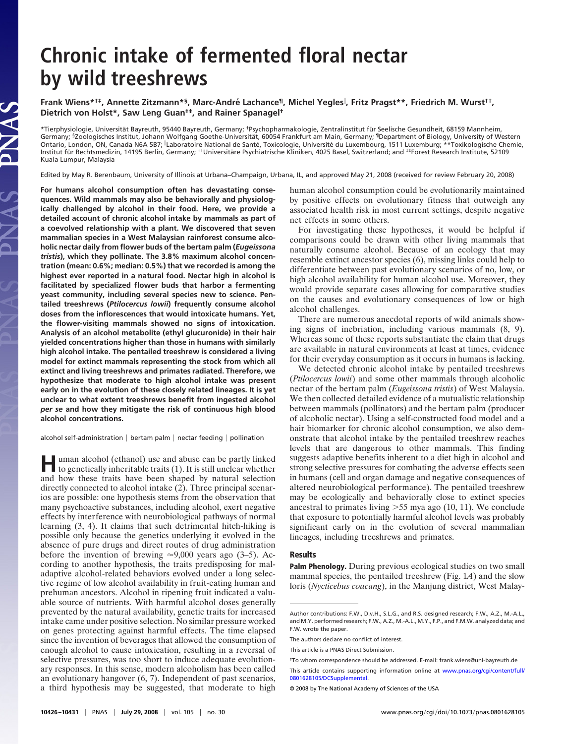# Chronic intake of fermented floral nectar by wild treeshrews

**Frank Wiens[*†‡], Annette Zitzmann[*§], Marc-André Lachance[¶], Michel Yegles[‖], Fritz Pragst[**], Friedrich M. Wurst[††], Dietrich von Holst[*], Saw Leng Guan[‡‡], and Rainer Spanagel[†]**

[*]Tierphysiologie, Universität Bayreuth, 95440 Bayreuth, Germany; [†]Psychopharmakologie, Zentralinstitut für Seelische Gesundheit, 68159 Mannheim, Germany; [§]Zoologisches Institut, Johann Wolfgang Goethe-Universität, 60054 Frankfurt am Main, Germany; [¶]Department of Biology, University of Western Ontario, London, ON, Canada N6A 5B7; [‖]Laboratoire National de Santé, Toxicologie, Université du Luxembourg, 1511 Luxemburg; [**]Toxikologische Chemie, Institut für Rechtsmedizin, 14195 Berlin, Germany; [††]Universitäre Psychiatrische Kliniken, 4025 Basel, Switzerland; and [‡‡]Forest Research Institute, 52109 Kuala Lumpur, Malaysia

Edited by May R. Berenbaum, University of Illinois at Urbana–Champaign, Urbana, IL, and approved May 21, 2008 (received for review February 20, 2008)

**For humans alcohol consumption often has devastating consequences. Wild mammals may also be behaviorally and physiologically challenged by alcohol in their food. Here, we provide a detailed account of chronic alcohol intake by mammals as part of a coevolved relationship with a plant. We discovered that seven mammalian species in a West Malaysian rainforest consume alcoholic nectar daily from flower buds of the bertam palm (*Eugeissona tristis*), which they pollinate. The 3.8% maximum alcohol concentration (mean: 0.6%; median: 0.5%) that we recorded is among the highest ever reported in a natural food. Nectar high in alcohol is facilitated by specialized flower buds that harbor a fermenting yeast community, including species new to science. Pentailed treeshrews (*Ptilocercus lowii*) frequently consume alcohol doses from the inflorescences that would intoxicate humans. Yet, the flower-visiting mammals showed no signs of intoxication. Analysis of an alcohol metabolite (ethyl glucuronide) in their hair yielded concentrations higher than those in humans with similarly high alcohol intake. The pentailed treeshrew is considered a living model for extinct mammals representing the stock from which all extinct and living treeshrews and primates radiated. Therefore, we hypothesize that moderate to high alcohol intake was present early on in the evolution of these closely related lineages. It is yet unclear to what extent treeshrews benefit from ingested alcohol *per se* and how they mitigate the risk of continuous high blood alcohol concentrations.**

alcohol self-administration | bertam palm | nectar feeding | pollination

Human alcohol (ethanol) use and abuse can be partly linked to genetically inheritable traits (1). It is still unclear whether and how these traits have been shaped by natural selection directly connected to alcohol intake (2). Three principal scenarios are possible: one hypothesis stems from the observation that many psychoactive substances, including alcohol, exert negative effects by interference with neurobiological pathways of normal learning (3, 4). It claims that such detrimental hitch-hiking is possible only because the genetics underlying it evolved in the absence of pure drugs and direct routes of drug administration before the invention of brewing ≈9,000 years ago (3–5). According to another hypothesis, the traits predisposing for maladaptive alcohol-related behaviors evolved under a long selective regime of low alcohol availability in fruit-eating human and prehuman ancestors. Alcohol in ripening fruit indicated a valuable source of nutrients. With harmful alcohol doses generally prevented by the natural availability, genetic traits for increased intake came under positive selection. No similar pressure worked on genes protecting against harmful effects. The time elapsed since the invention of beverages that allowed the consumption of enough alcohol to cause intoxication, resulting in a reversal of selective pressures, was too short to induce adequate evolutionary responses. In this sense, modern alcoholism has been called an evolutionary hangover (6, 7). Independent of past scenarios, a third hypothesis may be suggested, that moderate to high human alcohol consumption could be evolutionarily maintained by positive effects on evolutionary fitness that outweigh any associated health risk in most current settings, despite negative net effects in some others.

For investigating these hypotheses, it would be helpful if comparisons could be drawn with other living mammals that naturally consume alcohol. Because of an ecology that may resemble extinct ancestor species (6), missing links could help to differentiate between past evolutionary scenarios of no, low, or high alcohol availability for human alcohol use. Moreover, they would provide separate cases allowing for comparative studies on the causes and evolutionary consequences of low or high alcohol challenges.

There are numerous anecdotal reports of wild animals showing signs of inebriation, including various mammals (8, 9). Whereas some of these reports substantiate the claim that drugs are available in natural environments at least at times, evidence for their everyday consumption as it occurs in humans is lacking.

We detected chronic alcohol intake by pentailed treeshrews (*Ptilocercus lowii*) and some other mammals through alcoholic nectar of the bertam palm (*Eugeissona tristis*) of West Malaysia. We then collected detailed evidence of a mutualistic relationship between mammals (pollinators) and the bertam palm (producer of alcoholic nectar). Using a self-constructed food model and a hair biomarker for chronic alcohol consumption, we also demonstrate that alcohol intake by the pentailed treeshrew reaches levels that are dangerous to other mammals. This finding suggests adaptive benefits inherent to a diet high in alcohol and strong selective pressures for combating the adverse effects seen in humans (cell and organ damage and negative consequences of altered neurobiological performance). The pentailed treeshrew may be ecologically and behaviorally close to extinct species ancestral to primates living >55 mya ago (10, 11). We conclude that exposure to potentially harmful alcohol levels was probably significant early on in the evolution of several mammalian lineages, including treeshrews and primates.

## Results

**Palm Phenology.** During previous ecological studies on two small mammal species, the pentailed treeshrew (Fig. 1*A*) and the slow loris (*Nycticebus coucang*), in the Manjung district, West Malay-

Author contributions: F.W., D.v.H., S.L.G., and R.S. designed research; F.W., A.Z., M.-A.L., and M.Y. performed research; F.W., A.Z., M.-A.L., M.Y., F.P., and F.M.W. analyzed data; and F.W. wrote the paper.

The authors declare no conflict of interest.

This article is a PNAS Direct Submission.

[‡]To whom correspondence should be addressed. E-mail: frank.wiens@uni-bayreuth.de

This article contains supporting information online at www.pnas.org/cgi/content/full/0801628105/DCSupplemental.

© 2008 by The National Academy of Sciences of the USA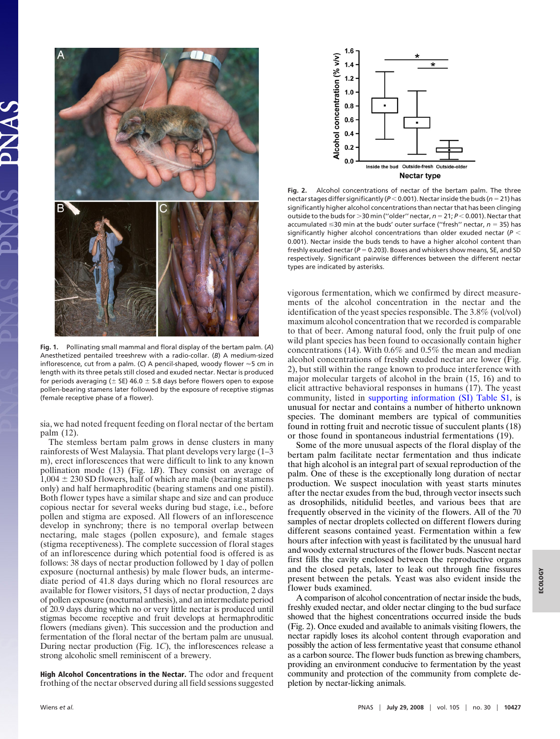Fig. 1. Pollinating small mammal and floral display of the bertam palm. (*A*) Anesthetized pentailed treeshrew with a radio-collar. (*B*) A medium-sized inflorescence, cut from a palm. (*C*) A pencil-shaped, woody flower ≈5 cm in length with its three petals still closed and exuded nectar. Nectar is produced for periods averaging (± SE) 46.0 ± 5.8 days before flowers open to expose pollen-bearing stamens later followed by the exposure of receptive stigmas (female receptive phase of a flower).

sia, we had noted frequent feeding on floral nectar of the bertam palm (12).

The stemless bertam palm grows in dense clusters in many rainforests of West Malaysia. That plant develops very large (1–3 m), erect inflorescences that were difficult to link to any known pollination mode (13) (Fig. 1*B*). They consist on average of 1,004 ± 230 SD flowers, half of which are male (bearing stamens only) and half hermaphroditic (bearing stamens and one pistil). Both flower types have a similar shape and size and can produce copious nectar for several weeks during bud stage, i.e., before pollen and stigma are exposed. All flowers of an inflorescence develop in synchrony; there is no temporal overlap between nectaring, male stages (pollen exposure), and female stages (stigma receptiveness). The complete succession of floral stages of an inflorescence during which potential food is offered is as follows: 38 days of nectar production followed by 1 day of pollen exposure (nocturnal anthesis) by male flower buds, an intermediate period of 41.8 days during which no floral resources are available for flower visitors, 51 days of nectar production, 2 days of pollen exposure (nocturnal anthesis), and an intermediate period of 20.9 days during which no or very little nectar is produced until stigmas become receptive and fruit develops at hermaphroditic flowers (medians given). This succession and the production and fermentation of the floral nectar of the bertam palm are unusual. During nectar production (Fig. 1*C*), the inflorescences release a strong alcoholic smell reminiscent of a brewery.

**High Alcohol Concentrations in the Nectar.** The odor and frequent frothing of the nectar observed during all field sessions suggested vigorous fermentation, which we confirmed by direct measurements of the alcohol concentration in the nectar and the identification of the yeast species responsible. The 3.8% (vol/vol) maximum alcohol concentration that we recorded is comparable to that of beer. Among natural food, only the fruit pulp of one wild plant species has been found to occasionally contain higher concentrations (14). With 0.6% and 0.5% the mean and median alcohol concentrations of freshly exuded nectar are lower (Fig. 2), but still within the range known to produce interference with major molecular targets of alcohol in the brain (15, 16) and to elicit attractive behavioral responses in humans (17). The yeast community, listed in supporting information (SI) Table S1, is unusual for nectar and contains a number of hitherto unknown species. The dominant members are typical of communities found in rotting fruit and necrotic tissue of succulent plants (18) or those found in spontaneous industrial fermentations (19).

Some of the more unusual aspects of the floral display of the bertam palm facilitate nectar fermentation and thus indicate that high alcohol is an integral part of sexual reproduction of the palm. One of these is the exceptionally long duration of nectar production. We suspect inoculation with yeast starts minutes after the nectar exudes from the bud, through vector insects such as drosophilids, nitidulid beetles, and various bees that are frequently observed in the vicinity of the flowers. All of the 70 samples of nectar droplets collected on different flowers during different seasons contained yeast. Fermentation within a few hours after infection with yeast is facilitated by the unusual hard and woody external structures of the flower buds. Nascent nectar first fills the cavity enclosed between the reproductive organs and the closed petals, later to leak out through fine fissures present between the petals. Yeast was also evident inside the flower buds examined.

A comparison of alcohol concentration of nectar inside the buds, freshly exuded nectar, and older nectar clinging to the bud surface showed that the highest concentrations occurred inside the buds (Fig. 2). Once exuded and available to animals visiting flowers, the nectar rapidly loses its alcohol content through evaporation and possibly the action of less fermentative yeast that consume ethanol as a carbon source. The flower buds function as brewing chambers, providing an environment conducive to fermentation by the yeast community and protection of the community from complete depletion by nectar-licking animals.

Fig. 2. Alcohol concentrations of nectar of the bertam palm. The three nectar stages differ significantly ($P < 0.001$). Nectar inside the buds ($n = 21$) has significantly higher alcohol concentrations than nectar that has been clinging outside to the buds for >30 min ("older" nectar, $n = 21$; $P < 0.001$). Nectar that accumulated ≤30 min at the buds' outer surface ("fresh" nectar, $n = 35$) has significantly higher alcohol concentrations than older exuded nectar ($P < 0.001$). Nectar inside the buds tends to have a higher alcohol content than freshly exuded nectar ($P = 0.203$). Boxes and whiskers show means, SE, and SD respectively. Significant pairwise differences between the different nectar types are indicated by asterisks.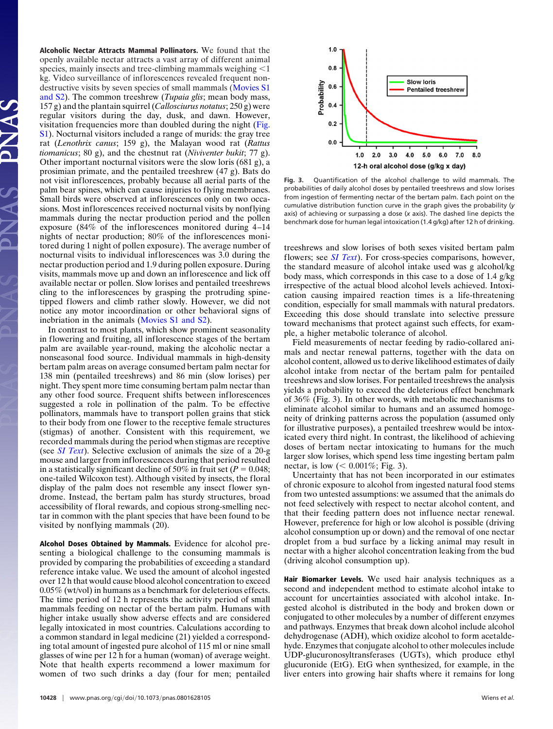**Alcoholic Nectar Attracts Mammal Pollinators.** We found that the openly available nectar attracts a vast array of different animal species, mainly insects and tree-climbing mammals weighing <1 kg. Video surveillance of inflorescences revealed frequent nondestructive visits by seven species of small mammals (Movies S1 and S2). The common treeshrew (*Tupaia glis*; mean body mass, 157 g) and the plantain squirrel (*Callosciurus notatus*; 250 g) were regular visitors during the day, dusk, and dawn. However, visitation frequencies more than doubled during the night (Fig. S1). Nocturnal visitors included a range of murids: the gray tree rat (*Lenothrix canus*; 159 g), the Malayan wood rat (*Rattus tiomanicus*; 80 g), and the chestnut rat (*Niviventer bukit*; 77 g). Other important nocturnal visitors were the slow loris (681 g), a prosimian primate, and the pentailed treeshrew (47 g). Bats do not visit inflorescences, probably because all aerial parts of the palm bear spines, which can cause injuries to flying membranes. Small birds were observed at inflorescences only on two occasions. Most inflorescences received nocturnal visits by nonflying mammals during the nectar production period and the pollen exposure (84% of the inflorescences monitored during 4–14 nights of nectar production; 80% of the inflorescences monitored during 1 night of pollen exposure). The average number of nocturnal visits to individual inflorescences was 3.0 during the nectar production period and 1.9 during pollen exposure. During visits, mammals move up and down an inflorescence and lick off available nectar or pollen. Slow lorises and pentailed treeshrews cling to the inflorescences by grasping the protruding spine-tipped flowers and climb rather slowly. However, we did not notice any motor incoordination or other behavioral signs of inebriation in the animals (Movies S1 and S2).

In contrast to most plants, which show prominent seasonality in flowering and fruiting, all inflorescence stages of the bertam palm are available year-round, making the alcoholic nectar a nonseasonal food source. Individual mammals in high-density bertam palm areas on average consumed bertam palm nectar for 138 min (pentailed treeshrews) and 86 min (slow lorises) per night. They spent more time consuming bertam palm nectar than any other food source. Frequent shifts between inflorescences suggested a role in pollination of the palm. To be effective pollinators, mammals have to transport pollen grains that stick to their body from one flower to the receptive female structures (stigmas) of another. Consistent with this requirement, we recorded mammals during the period when stigmas are receptive (see *SI Text*). Selective exclusion of animals the size of a 20-g mouse and larger from inflorescences during that period resulted in a statistically significant decline of 50% in fruit set ($P = 0.048$; one-tailed Wilcoxon test). Although visited by insects, the floral display of the palm does not resemble any insect flower syndrome. Instead, the bertam palm has sturdy structures, broad accessibility of floral rewards, and copious strong-smelling nectar in common with the plant species that have been found to be visited by nonflying mammals (20).

**Alcohol Doses Obtained by Mammals.** Evidence for alcohol presenting a biological challenge to the consuming mammals is provided by comparing the probabilities of exceeding a standard reference intake value. We used the amount of alcohol ingested over 12 h that would cause blood alcohol concentration to exceed 0.05% (wt/vol) in humans as a benchmark for deleterious effects. The time period of 12 h represents the activity period of small mammals feeding on nectar of the bertam palm. Humans with higher intake usually show adverse effects and are considered legally intoxicated in most countries. Calculations according to a common standard in legal medicine (21) yielded a corresponding total amount of ingested pure alcohol of 115 ml or nine small glasses of wine per 12 h for a human (woman) of average weight. Note that health experts recommend a lower maximum for women of two such drinks a day (four for men; pentailed treeshrews and slow lorises of both sexes visited bertam palm flowers; see *SI Text*). For cross-species comparisons, however, the standard measure of alcohol intake used was g alcohol/kg body mass, which corresponds in this case to a dose of 1.4 g/kg irrespective of the actual blood alcohol levels achieved. Intoxication causing impaired reaction times is a life-threatening condition, especially for small mammals with natural predators. Exceeding this dose should translate into selective pressure toward mechanisms that protect against such effects, for example, a higher metabolic tolerance of alcohol.

Field measurements of nectar feeding by radio-collared animals and nectar renewal patterns, together with the data on alcohol content, allowed us to derive likelihood estimates of daily alcohol intake from nectar of the bertam palm for pentailed treeshrews and slow lorises. For pentailed treeshrews the analysis yields a probability to exceed the deleterious effect benchmark of 36% (Fig. 3). In other words, with metabolic mechanisms to eliminate alcohol similar to humans and an assumed homogeneity of drinking patterns across the population (assumed only for illustrative purposes), a pentailed treeshrew would be intoxicated every third night. In contrast, the likelihood of achieving doses of bertam nectar intoxicating to humans for the much larger slow lorises, which spend less time ingesting bertam palm nectar, is low (< 0.001%; Fig. 3).

Uncertainty that has not been incorporated in our estimates of chronic exposure to alcohol from ingested natural food stems from two untested assumptions: we assumed that the animals do not feed selectively with respect to nectar alcohol content, and that their feeding pattern does not influence nectar renewal. However, preference for high or low alcohol is possible (driving alcohol consumption up or down) and the removal of one nectar droplet from a bud surface by a licking animal may result in nectar with a higher alcohol concentration leaking from the bud (driving alcohol consumption up).

Fig. 3. Quantification of the alcohol challenge to wild mammals. The probabilities of daily alcohol doses by pentailed treeshrews and slow lorises from ingestion of fermenting nectar of the bertam palm. Each point on the cumulative distribution function curve in the graph gives the probability (*y* axis) of achieving or surpassing a dose (*x* axis). The dashed line depicts the benchmark dose for human legal intoxication (1.4 g/kg) after 12 h of drinking.

**Hair Biomarker Levels.** We used hair analysis techniques as a second and independent method to estimate alcohol intake to account for uncertainties associated with alcohol intake. Ingested alcohol is distributed in the body and broken down or conjugated to other molecules by a number of different enzymes and pathways. Enzymes that break down alcohol include alcohol dehydrogenase (ADH), which oxidize alcohol to form acetaldehyde. Enzymes that conjugate alcohol to other molecules include UDP-glucuronosyltransferases (UGTs), which produce ethyl glucuronide (EtG). EtG when synthesized, for example, in the liver enters into growing hair shafts where it remains for long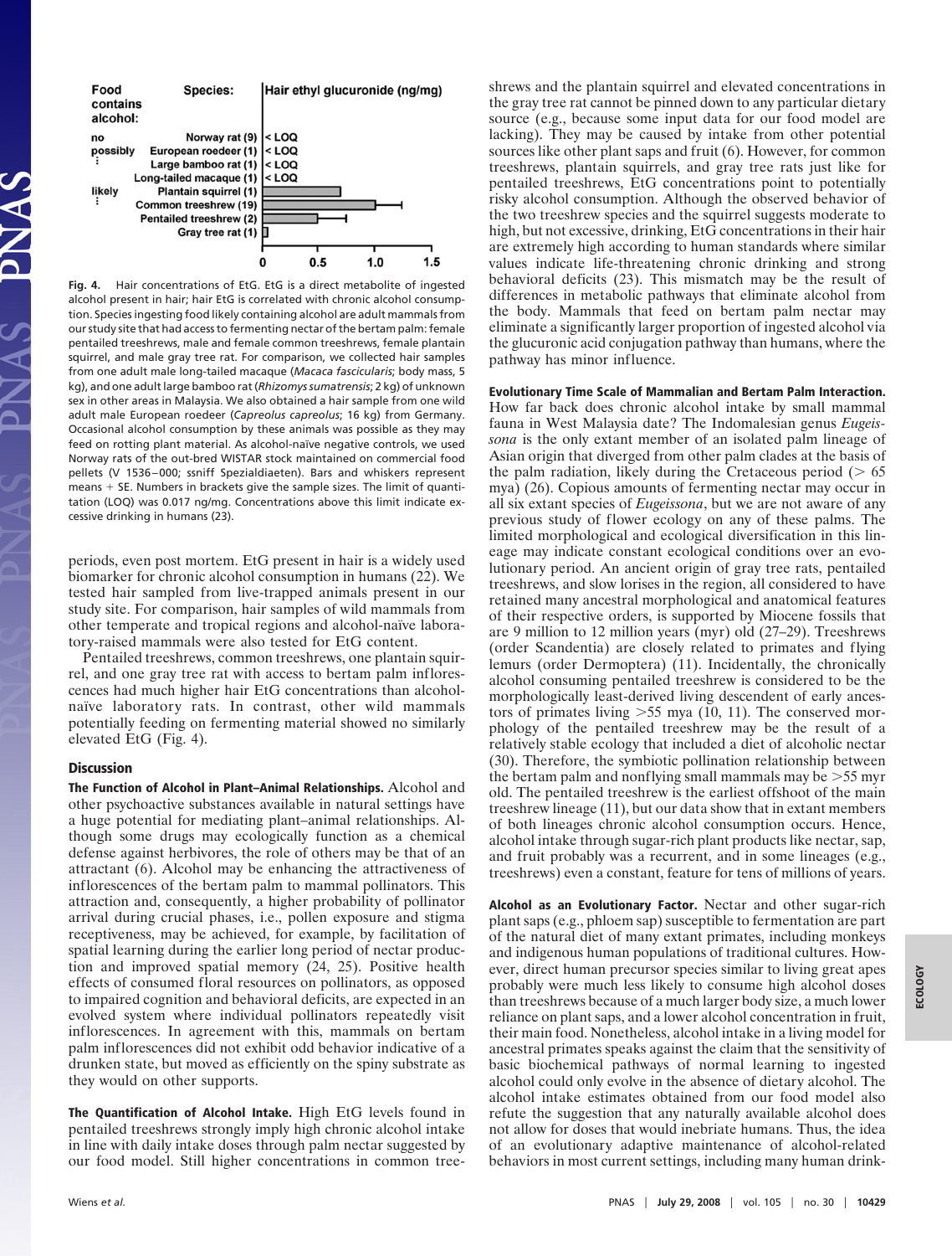Food contains alcohol:

Species:

Hair ethyl glucuronide (ng/mg)

no

Norway rat (9) < LOQ

possibly

European roedeer (1) < LOQ

Large bamboo rat (1) < LOQ

Long-tailed macaque (1) < LOQ

likely

Plantain squirrel (1)

Common treeshrew (19)

Pentailed treeshrew (2)

Gray tree rat (1)

0 0.5 1.0 1.5

**Fig. 4.** Hair concentrations of EtG. EtG is a direct metabolite of ingested alcohol present in hair; hair EtG is correlated with chronic alcohol consumption. Species ingesting food likely containing alcohol are adult mammals from our study site that had access to fermenting nectar of the bertam palm: female pentailed treeshrews, male and female common treeshrews, female plantain squirrel, and male gray tree rat. For comparison, we collected hair samples from one adult male long-tailed macaque (*Macaca fascicularis*; body mass, 5 kg), and one adult large bamboo rat (*Rhizomys sumatrensis*; 2 kg) of unknown sex in other areas in Malaysia. We also obtained a hair sample from one wild adult male European roedeer (*Capreolus capreolus*; 16 kg) from Germany. Occasional alcohol consumption by these animals was possible as they may feed on rotting plant material. As alcohol-naïve negative controls, we used Norway rats of the out-bred WISTAR stock maintained on commercial food pellets (V 1536–000; ssniff Spezialdiaeten). Bars and whiskers represent means + SE. Numbers in brackets give the sample sizes. The limit of quantitation (LOQ) was 0.017 ng/mg. Concentrations above this limit indicate excessive drinking in humans (23).

periods, even post mortem. EtG present in hair is a widely used biomarker for chronic alcohol consumption in humans (22). We tested hair sampled from live-trapped animals present in our study site. For comparison, hair samples of wild mammals from other temperate and tropical regions and alcohol-naïve laboratory-raised mammals were also tested for EtG content.

Pentailed treeshrews, common treeshrews, one plantain squirrel, and one gray tree rat with access to bertam palm inflorescences had much higher hair EtG concentrations than alcohol-naïve laboratory rats. In contrast, other wild mammals potentially feeding on fermenting material showed no similarly elevated EtG (Fig. 4).

## Discussion

**The Function of Alcohol in Plant–Animal Relationships.** Alcohol and other psychoactive substances available in natural settings have a huge potential for mediating plant–animal relationships. Although some drugs may ecologically function as a chemical defense against herbivores, the role of others may be that of an attractant (6). Alcohol may be enhancing the attractiveness of inflorescences of the bertam palm to mammal pollinators. This attraction and, consequently, a higher probability of pollinator arrival during crucial phases, i.e., pollen exposure and stigma receptiveness, may be achieved, for example, by facilitation of spatial learning during the earlier long period of nectar production and improved spatial memory (24, 25). Positive health effects of consumed floral resources on pollinators, as opposed to impaired cognition and behavioral deficits, are expected in an evolved system where individual pollinators repeatedly visit inflorescences. In agreement with this, mammals on bertam palm inflorescences did not exhibit odd behavior indicative of a drunken state, but moved as efficiently on the spiny substrate as they would on other supports.

**The Quantification of Alcohol Intake.** High EtG levels found in pentailed treeshrews strongly imply high chronic alcohol intake in line with daily intake doses through palm nectar suggested by our food model. Still higher concentrations in common treeshrews and the plantain squirrel and elevated concentrations in the gray tree rat cannot be pinned down to any particular dietary source (e.g., because some input data for our food model are lacking). They may be caused by intake from other potential sources like other plant saps and fruit (6). However, for common treeshrews, plantain squirrels, and gray tree rats just like for pentailed treeshrews, EtG concentrations point to potentially risky alcohol consumption. Although the observed behavior of the two treeshrew species and the squirrel suggests moderate to high, but not excessive, drinking, EtG concentrations in their hair are extremely high according to human standards where similar values indicate life-threatening chronic drinking and strong behavioral deficits (23). This mismatch may be the result of differences in metabolic pathways that eliminate alcohol from the body. Mammals that feed on bertam palm nectar may eliminate a significantly larger proportion of ingested alcohol via the glucuronic acid conjugation pathway than humans, where the pathway has minor influence.

**Evolutionary Time Scale of Mammalian and Bertam Palm Interaction.** How far back does chronic alcohol intake by small mammal fauna in West Malaysia date? The Indomalesian genus *Eugeissona* is the only extant member of an isolated palm lineage of Asian origin that diverged from other palm clades at the basis of the palm radiation, likely during the Cretaceous period (> 65 mya) (26). Copious amounts of fermenting nectar may occur in all six extant species of *Eugeissona*, but we are not aware of any previous study of flower ecology on any of these palms. The limited morphological and ecological diversification in this lineage may indicate constant ecological conditions over an evolutionary period. An ancient origin of gray tree rats, pentailed treeshrews, and slow lorises in the region, all considered to have retained many ancestral morphological and anatomical features of their respective orders, is supported by Miocene fossils that are 9 million to 12 million years (myr) old (27–29). Treeshrews (order Scandentia) are closely related to primates and flying lemurs (order Dermoptera) (11). Incidentally, the chronically alcohol consuming pentailed treeshrew is considered to be the morphologically least-derived living descendent of early ancestors of primates living >55 mya (10, 11). The conserved morphology of the pentailed treeshrew may be the result of a relatively stable ecology that included a diet of alcoholic nectar (30). Therefore, the symbiotic pollination relationship between the bertam palm and nonflying small mammals may be >55 myr old. The pentailed treeshrew is the earliest offshoot of the main treeshrew lineage (11), but our data show that in extant members of both lineages chronic alcohol consumption occurs. Hence, alcohol intake through sugar-rich plant products like nectar, sap, and fruit probably was a recurrent, and in some lineages (e.g., treeshrews) even a constant, feature for tens of millions of years.

**Alcohol as an Evolutionary Factor.** Nectar and other sugar-rich plant saps (e.g., phloem sap) susceptible to fermentation are part of the natural diet of many extant primates, including monkeys and indigenous human populations of traditional cultures. However, direct human precursor species similar to living great apes probably were much less likely to consume high alcohol doses than treeshrews because of a much larger body size, a much lower reliance on plant saps, and a lower alcohol concentration in fruit, their main food. Nonetheless, alcohol intake in a living model for ancestral primates speaks against the claim that the sensitivity of basic biochemical pathways of normal learning to ingested alcohol could only evolve in the absence of dietary alcohol. The alcohol intake estimates obtained from our food model also refute the suggestion that any naturally available alcohol does not allow for doses that would inebriate humans. Thus, the idea of an evolutionary adaptive maintenance of alcohol-related behaviors in most current settings, including many human drink-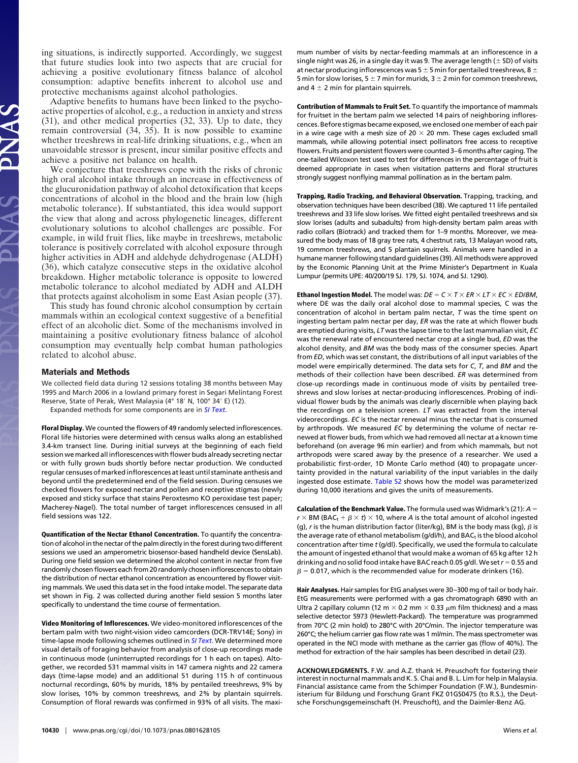ing situations, is indirectly supported. Accordingly, we suggest that future studies look into two aspects that are crucial for achieving a positive evolutionary fitness balance of alcohol consumption: adaptive benefits inherent to alcohol use and protective mechanisms against alcohol pathologies.

Adaptive benefits to humans have been linked to the psychoactive properties of alcohol, e.g., a reduction in anxiety and stress (31), and other medical properties (32, 33). Up to date, they remain controversial (34, 35). It is now possible to examine whether treeshrews in real-life drinking situations, e.g., when an unavoidable stressor is present, incur similar positive effects and achieve a positive net balance on health.

We conjecture that treeshrews cope with the risks of chronic high oral alcohol intake through an increase in effectiveness of the glucuronidation pathway of alcohol detoxification that keeps concentrations of alcohol in the blood and the brain low (high metabolic tolerance). If substantiated, this idea would support the view that along and across phylogenetic lineages, different evolutionary solutions to alcohol challenges are possible. For example, in wild fruit flies, like maybe in treeshrews, metabolic tolerance is positively correlated with alcohol exposure through higher activities in ADH and aldehyde dehydrogenase (ALDH) (36), which catalyze consecutive steps in the oxidative alcohol breakdown. Higher metabolic tolerance is opposite to lowered metabolic tolerance to alcohol mediated by ADH and ALDH that protects against alcoholism in some East Asian people (37).

This study has found chronic alcohol consumption by certain mammals within an ecological context suggestive of a beneficial effect of an alcoholic diet. Some of the mechanisms involved in maintaining a positive evolutionary fitness balance of alcohol consumption may eventually help combat human pathologies related to alcohol abuse.

## Materials and Methods

We collected field data during 12 sessions totaling 38 months between May 1995 and March 2006 in a lowland primary forest in Segari Melintang Forest Reserve, State of Perak, West Malaysia (4° 18′ N, 100° 34′ E) (12).

Expanded methods for some components are in *SI Text*.

**Floral Display.** We counted the flowers of 49 randomly selected inflorescences. Floral life histories were determined with census walks along an established 3.4-km transect line. During initial surveys at the beginning of each field session we marked all inflorescences with flower buds already secreting nectar or with fully grown buds shortly before nectar production. We conducted regular censuses of marked inflorescences at least until staminate anthesis and beyond until the predetermined end of the field session. During censuses we checked flowers for exposed nectar and pollen and receptive stigmas (newly exposed and sticky surface that stains Peroxtesmo KO peroxidase test paper; Macherey-Nagel). The total number of target inflorescences censused in all field sessions was 122.

**Quantification of the Nectar Ethanol Concentration.** To quantify the concentration of alcohol in the nectar of the palm directly in the forest during two different sessions we used an amperometric biosensor-based handheld device (SensLab). During one field session we determined the alcohol content in nectar from five randomly chosen flowers each from 20 randomly chosen inflorescences to obtain the distribution of nectar ethanol concentration as encountered by flower visiting mammals. We used this data set in the food intake model. The separate data set shown in Fig. 2 was collected during another field session 5 months later specifically to understand the time course of fermentation.

**Video Monitoring of Inflorescences.** We video-monitored inflorescences of the bertam palm with two night-vision video camcorders (DCR-TRV14E; Sony) in time-lapse mode following schemes outlined in *SI Text*. We determined more visual details of foraging behavior from analysis of close-up recordings made in continuous mode (uninterrupted recordings for 1 h each on tapes). Altogether, we recorded 531 mammal visits in 147 camera nights and 22 camera days (time-lapse mode) and an additional 51 during 115 h of continuous nocturnal recordings, 60% by murids, 18% by pentailed treeshrews, 9% by slow lorises, 10% by common treeshrews, and 2% by plantain squirrels. Consumption of floral rewards was confirmed in 93% of all visits. The maximum number of visits by nectar-feeding mammals at an inflorescence in a single night was 26, in a single day it was 9. The average length (± SD) of visits at nectar producing inflorescences was 5 ± 5 min for pentailed treeshrews, 8 ± 5 min for slow lorises, 5 ± 7 min for murids, 3 ± 2 min for common treeshrews, and 4 ± 2 min for plantain squirrels.

**Contribution of Mammals to Fruit Set.** To quantify the importance of mammals for fruitset in the bertam palm we selected 14 pairs of neighboring inflorescences. Before stigmas became exposed, we enclosed one member of each pair in a wire cage with a mesh size of 20 × 20 mm. These cages excluded small mammals, while allowing potential insect pollinators free access to receptive flowers. Fruits and persistent flowers were counted 3–6 months after caging. The one-tailed Wilcoxon test used to test for differences in the percentage of fruit is deemed appropriate in cases when visitation patterns and floral structures strongly suggest nonflying mammal pollination as in the bertam palm.

**Trapping, Radio Tracking, and Behavioral Observation.** Trapping, tracking, and observation techniques have been described (38). We captured 11 life pentailed treeshrews and 33 life slow lorises. We fitted eight pentailed treeshrews and six slow lorises (adults and subadults) from high-density bertam palm areas with radio collars (Biotrack) and tracked them for 1–9 months. Moreover, we measured the body mass of 18 gray tree rats, 4 chestnut rats, 13 Malayan wood rats, 19 common treeshrews, and 5 plantain squirrels. Animals were handled in a humane manner following standard guidelines (39). All methods were approved by the Economic Planning Unit at the Prime Minister's Department in Kuala Lumpur (permits UPE: 40/200/19 SJ. 179, SJ. 1074, and SJ. 1290).

**Ethanol Ingestion Model.** The model was: $DE = C \times T \times ER \times LT \times EC \times ED/BM$, where DE was the daily oral alcohol dose to mammal species, C was the concentration of alcohol in bertam palm nectar, $T$ was the time spent on ingesting bertam palm nectar per day, $ER$ was the rate at which flower buds are emptied during visits, $LT$ was the lapse time to the last mammalian visit, $EC$ was the renewal rate of encountered nectar crop at a single bud, $ED$ was the alcohol density, and $BM$ was the body mass of the consumer species. Apart from $ED$, which was set constant, the distributions of all input variables of the model were empirically determined. The data sets for $C$, $T$, and $BM$ and the methods of their collection have been described. $ER$ was determined from close-up recordings made in continuous mode of visits by pentailed treeshrews and slow lorises at nectar-producing inflorescences. Probing of individual flower buds by the animals was clearly discernible when playing back the recordings on a television screen. $LT$ was extracted from the interval videorecordings. $EC$ is the nectar renewal minus the nectar that is consumed by arthropods. We measured $EC$ by determining the volume of nectar renewed at flower buds, from which we had removed all nectar at a known time beforehand (on average 96 min earlier) and from which mammals, but not arthropods were scared away by the presence of a researcher. We used a probabilistic first-order, 1D Monte Carlo method (40) to propagate uncertainty provided in the natural variability of the input variables in the daily ingested dose estimate. Table S2 shows how the model was parameterized during 10,000 iterations and gives the units of measurements.

**Calculation of the Benchmark Value.** The formula used was Widmark's (21): $A = r \times \mathrm{BM}\,(\mathrm{BAC}_t + \beta \times t) \times 10$, where $A$ is the total amount of alcohol ingested (g), $r$ is the human distribution factor (liter/kg), BM is the body mass (kg), $\beta$ is the average rate of ethanol metabolism (g/dl/h), and $\mathrm{BAC}_t$ is the blood alcohol concentration after time $t$ (g/dl). Specifically, we used the formula to calculate the amount of ingested ethanol that would make a woman of 65 kg after 12 h drinking and no solid food intake have BAC reach 0.05 g/dl. We set $r = 0.55$ and $\beta = 0.017$, which is the recommended value for moderate drinkers (16).

**Hair Analyses.** Hair samples for EtG analyses were 30–300 mg of tail or body hair. EtG measurements were performed with a gas chromatograph 6890 with an Ultra 2 capillary column (12 m × 0.2 mm × 0.33 $\mu$m film thickness) and a mass selective detector 5973 (Hewlett-Packard). The temperature was programmed from 70°C (2 min hold) to 280°C with 20°C/min. The injector temperature was 260°C; the helium carrier gas flow rate was 1 ml/min. The mass spectrometer was operated in the NCI mode with methane as the carrier gas (flow of 40%). The method for extraction of the hair samples has been described in detail (23).

**ACKNOWLEDGMENTS.** F.W. and A.Z. thank H. Preuschoft for fostering their interest in nocturnal mammals and K. S. Chai and B. L. Lim for help in Malaysia. Financial assistance came from the Schimper Foundation (F.W.), Bundesministerium für Bildung und Forschung Grant FKZ 01GS0475 (to R.S.), the Deutsche Forschungsgemeinschaft (H. Preuschoft), and the Daimler-Benz AG.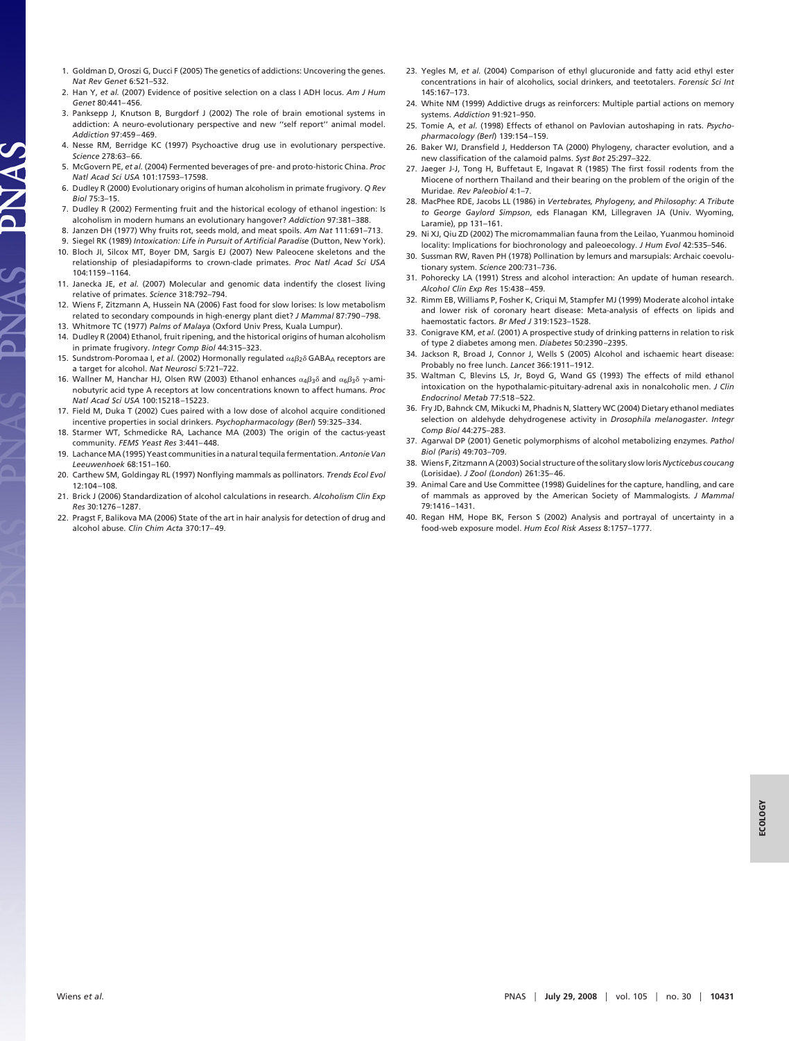1. Goldman D, Oroszi G, Ducci F (2005) The genetics of addictions: Uncovering the genes. *Nat Rev Genet* 6:521–532.
2. Han Y, *et al.* (2007) Evidence of positive selection on a class I ADH locus. *Am J Hum Genet* 80:441–456.
3. Panksepp J, Knutson B, Burgdorf J (2002) The role of brain emotional systems in addiction: A neuro-evolutionary perspective and new ''self report'' animal model. *Addiction* 97:459–469.
4. Nesse RM, Berridge KC (1997) Psychoactive drug use in evolutionary perspective. *Science* 278:63–66.
5. McGovern PE, *et al.* (2004) Fermented beverages of pre- and proto-historic China. *Proc Natl Acad Sci USA* 101:17593–17598.
6. Dudley R (2000) Evolutionary origins of human alcoholism in primate frugivory. *Q Rev Biol* 75:3–15.
7. Dudley R (2002) Fermenting fruit and the historical ecology of ethanol ingestion: Is alcoholism in modern humans an evolutionary hangover? *Addiction* 97:381–388.
8. Janzen DH (1977) Why fruits rot, seeds mold, and meat spoils. *Am Nat* 111:691–713.
9. Siegel RK (1989) *Intoxication: Life in Pursuit of Artificial Paradise* (Dutton, New York).
10. Bloch JI, Silcox MT, Boyer DM, Sargis EJ (2007) New Paleocene skeletons and the relationship of plesiadapiforms to crown-clade primates. *Proc Natl Acad Sci USA* 104:1159–1164.
11. Janecka JE, *et al.* (2007) Molecular and genomic data indentify the closest living relative of primates. *Science* 318:792–794.
12. Wiens F, Zitzmann A, Hussein NA (2006) Fast food for slow lorises: Is low metabolism related to secondary compounds in high-energy plant diet? *J Mammal* 87:790–798.
13. Whitmore TC (1977) *Palms of Malaya* (Oxford Univ Press, Kuala Lumpur).
14. Dudley R (2004) Ethanol, fruit ripening, and the historical origins of human alcoholism in primate frugivory. *Integr Comp Biol* 44:315–323.
15. Sundstrom-Poromaa I, *et al.* (2002) Hormonally regulated $\alpha_4\beta_2\delta$ $GABA_A$ receptors are a target for alcohol. *Nat Neurosci* 5:721–722.
16. Wallner M, Hanchar HJ, Olsen RW (2003) Ethanol enhances $\alpha_4\beta_3\delta$ and $\alpha_6\beta_3\delta$ $\gamma$-aminobutyric acid type A receptors at low concentrations known to affect humans. *Proc Natl Acad Sci USA* 100:15218–15223.
17. Field M, Duka T (2002) Cues paired with a low dose of alcohol acquire conditioned incentive properties in social drinkers. *Psychopharmacology (Berl)* 59:325–334.
18. Starmer WT, Schmedicke RA, Lachance MA (2003) The origin of the cactus-yeast community. *FEMS Yeast Res* 3:441–448.
19. Lachance MA (1995) Yeast communities in a natural tequila fermentation. *Antonie Van Leeuwenhoek* 68:151–160.
20. Carthew SM, Goldingay RL (1997) Nonflying mammals as pollinators. *Trends Ecol Evol* 12:104–108.
21. Brick J (2006) Standardization of alcohol calculations in research. *Alcoholism Clin Exp Res* 30:1276–1287.
22. Pragst F, Balikova MA (2006) State of the art in hair analysis for detection of drug and alcohol abuse. *Clin Chim Acta* 370:17–49.
23. Yegles M, *et al.* (2004) Comparison of ethyl glucuronide and fatty acid ethyl ester concentrations in hair of alcoholics, social drinkers, and teetotalers. *Forensic Sci Int* 145:167–173.
24. White NM (1999) Addictive drugs as reinforcers: Multiple partial actions on memory systems. *Addiction* 91:921–950.
25. Tomie A, *et al.* (1998) Effects of ethanol on Pavlovian autoshaping in rats. *Psychopharmacology (Berl)* 139:154–159.
26. Baker WJ, Dransfield J, Hedderson TA (2000) Phylogeny, character evolution, and a new classification of the calamoid palms. *Syst Bot* 25:297–322.
27. Jaeger J-J, Tong H, Buffetaut E, Ingavat R (1985) The first fossil rodents from the Miocene of northern Thailand and their bearing on the problem of the origin of the Muridae. *Rev Paleobiol* 4:1–7.
28. MacPhee RDE, Jacobs LL (1986) in *Vertebrates, Phylogeny, and Philosophy: A Tribute to George Gaylord Simpson*, eds Flanagan KM, Lillegraven JA (Univ. Wyoming, Laramie), pp 131–161.
29. Ni XJ, Qiu ZD (2002) The micromammalian fauna from the Leilao, Yuanmou hominoid locality: Implications for biochronology and paleoecology. *J Hum Evol* 42:535–546.
30. Sussman RW, Raven PH (1978) Pollination by lemurs and marsupials: Archaic coevolutionary system. *Science* 200:731–736.
31. Pohorecky LA (1991) Stress and alcohol interaction: An update of human research. *Alcohol Clin Exp Res* 15:438–459.
32. Rimm EB, Williams P, Fosher K, Criqui M, Stampfer MJ (1999) Moderate alcohol intake and lower risk of coronary heart disease: Meta-analysis of effects on lipids and haemostatic factors. *Br Med J* 319:1523–1528.
33. Conigrave KM, *et al.* (2001) A prospective study of drinking patterns in relation to risk of type 2 diabetes among men. *Diabetes* 50:2390–2395.
34. Jackson R, Broad J, Connor J, Wells S (2005) Alcohol and ischaemic heart disease: Probably no free lunch. *Lancet* 366:1911–1912.
35. Waltman C, Blevins LS, Jr, Boyd G, Wand GS (1993) The effects of mild ethanol intoxication on the hypothalamic-pituitary-adrenal axis in nonalcoholic men. *J Clin Endocrinol Metab* 77:518–522.
36. Fry JD, Bahnck CM, Mikucki M, Phadnis N, Slattery WC (2004) Dietary ethanol mediates selection on aldehyde dehydrogenase activity in *Drosophila melanogaster*. *Integr Comp Biol* 44:275–283.
37. Agarwal DP (2001) Genetic polymorphisms of alcohol metabolizing enzymes. *Pathol Biol (Paris)* 49:703–709.
38. Wiens F, Zitzmann A (2003) Social structure of the solitary slow loris *Nycticebus coucang* (Lorisidae). *J Zool (London)* 261:35–46.
39. Animal Care and Use Committee (1998) Guidelines for the capture, handling, and care of mammals as approved by the American Society of Mammalogists. *J Mammal* 79:1416–1431.
40. Regan HM, Hope BK, Ferson S (2002) Analysis and portrayal of uncertainty in a food-web exposure model. *Hum Ecol Risk Assess* 8:1757–1777.